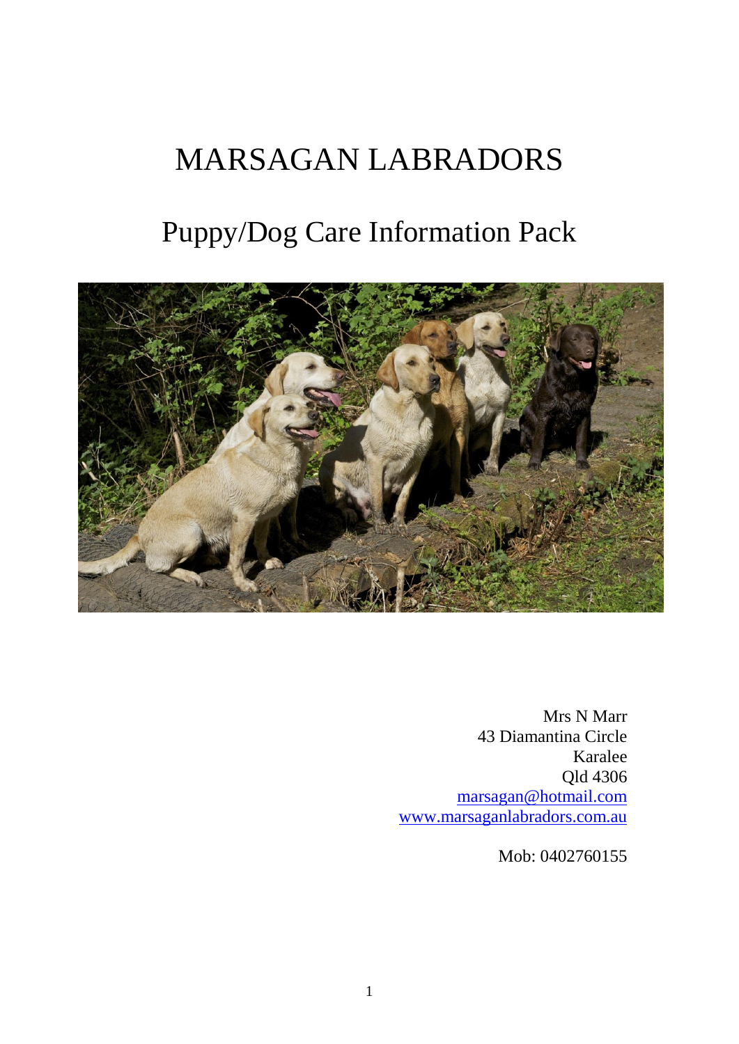# MARSAGAN LABRADORS

## Puppy/Dog Care Information Pack

Mrs N Marr
43 Diamantina Circle
Karalee
Qld 4306
marsagan@hotmail.com
www.marsaganlabradors.com.au

Mob: 0402760155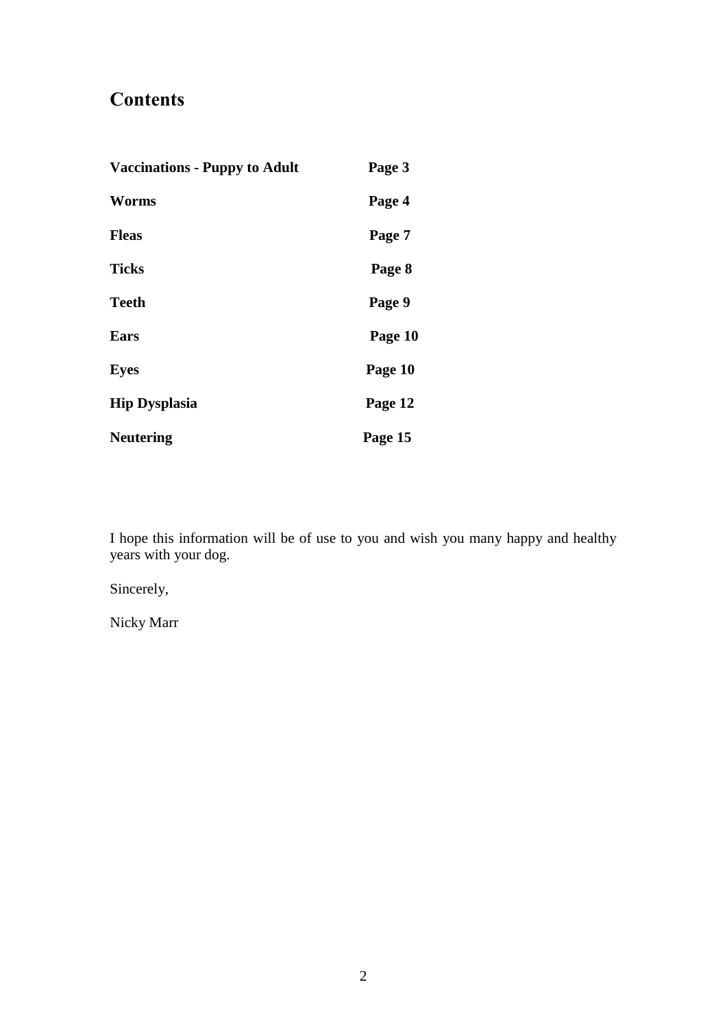# Contents

| | |
|---|---|
| **Vaccinations - Puppy to Adult** | **Page 3** |
| **Worms** | **Page 4** |
| **Fleas** | **Page 7** |
| **Ticks** | **Page 8** |
| **Teeth** | **Page 9** |
| **Ears** | **Page 10** |
| **Eyes** | **Page 10** |
| **Hip Dysplasia** | **Page 12** |
| **Neutering** | **Page 15** |

I hope this information will be of use to you and wish you many happy and healthy years with your dog.

Sincerely,

Nicky Marr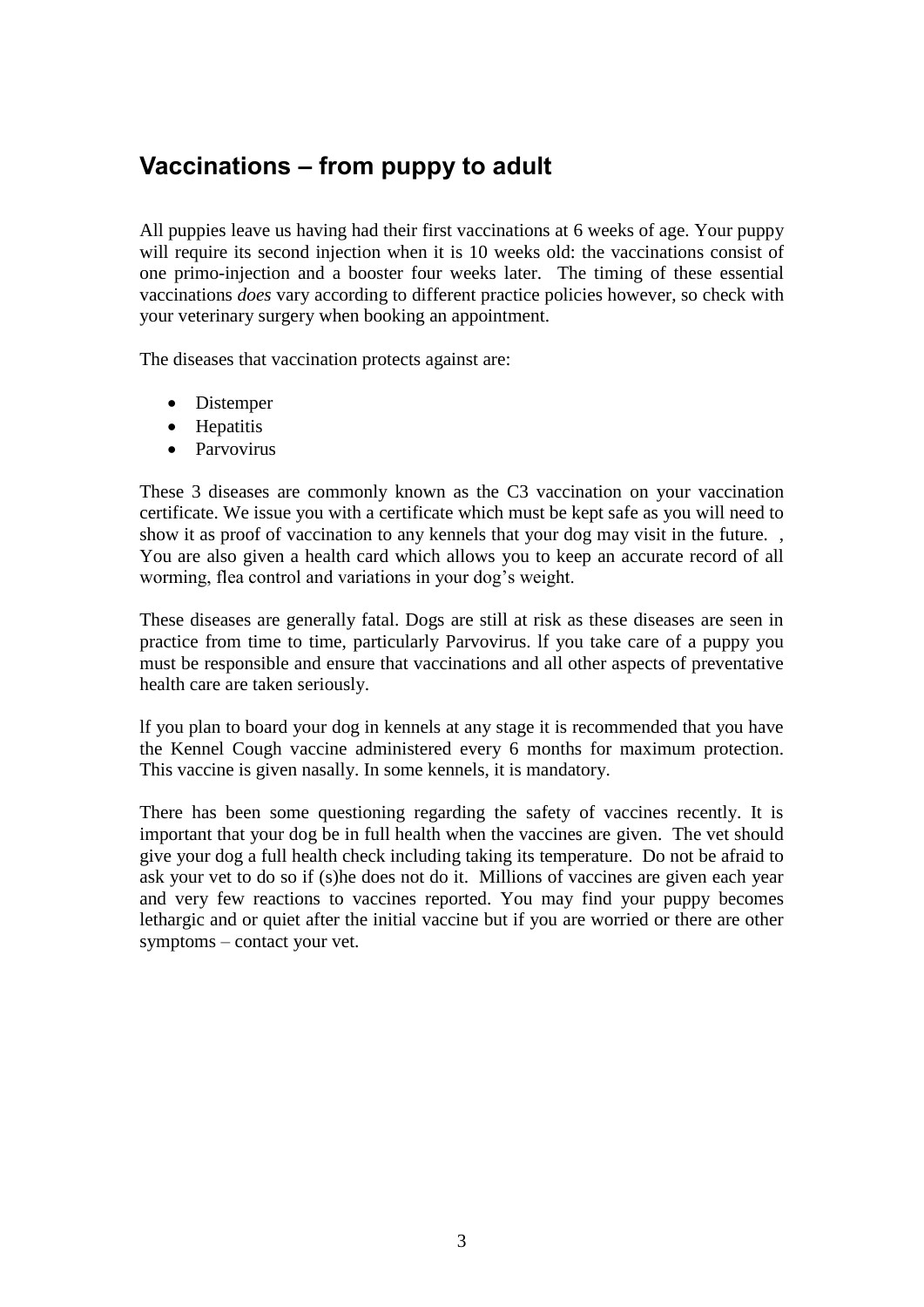## Vaccinations – from puppy to adult

All puppies leave us having had their first vaccinations at 6 weeks of age. Your puppy will require its second injection when it is 10 weeks old: the vaccinations consist of one primo-injection and a booster four weeks later. The timing of these essential vaccinations *does* vary according to different practice policies however, so check with your veterinary surgery when booking an appointment.

The diseases that vaccination protects against are:

- Distemper
- Hepatitis
- Parvovirus

These 3 diseases are commonly known as the C3 vaccination on your vaccination certificate. We issue you with a certificate which must be kept safe as you will need to show it as proof of vaccination to any kennels that your dog may visit in the future. , You are also given a health card which allows you to keep an accurate record of all worming, flea control and variations in your dog's weight.

These diseases are generally fatal. Dogs are still at risk as these diseases are seen in practice from time to time, particularly Parvovirus. lf you take care of a puppy you must be responsible and ensure that vaccinations and all other aspects of preventative health care are taken seriously.

lf you plan to board your dog in kennels at any stage it is recommended that you have the Kennel Cough vaccine administered every 6 months for maximum protection. This vaccine is given nasally. In some kennels, it is mandatory.

There has been some questioning regarding the safety of vaccines recently. It is important that your dog be in full health when the vaccines are given. The vet should give your dog a full health check including taking its temperature. Do not be afraid to ask your vet to do so if (s)he does not do it. Millions of vaccines are given each year and very few reactions to vaccines reported. You may find your puppy becomes lethargic and or quiet after the initial vaccine but if you are worried or there are other symptoms – contact your vet.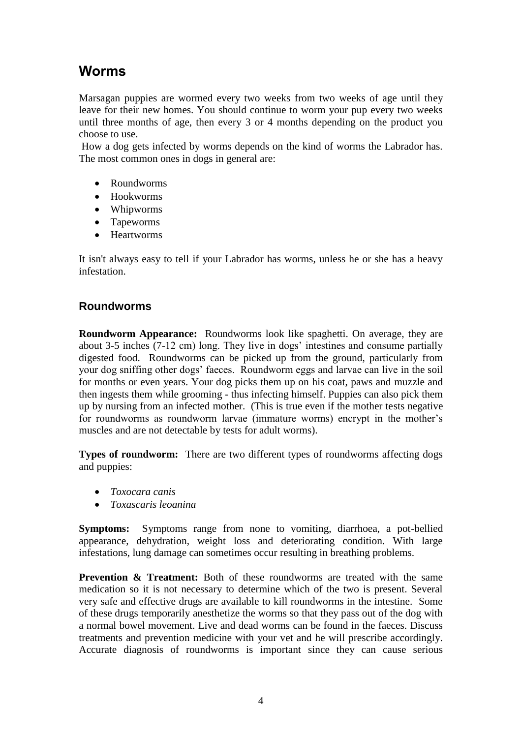# Worms

Marsagan puppies are wormed every two weeks from two weeks of age until they leave for their new homes. You should continue to worm your pup every two weeks until three months of age, then every 3 or 4 months depending on the product you choose to use.

How a dog gets infected by worms depends on the kind of worms the Labrador has. The most common ones in dogs in general are:

- Roundworms
- Hookworms
- Whipworms
- Tapeworms
- Heartworms

It isn't always easy to tell if your Labrador has worms, unless he or she has a heavy infestation.

## Roundworms

**Roundworm Appearance:** Roundworms look like spaghetti. On average, they are about 3-5 inches (7-12 cm) long. They live in dogs' intestines and consume partially digested food. Roundworms can be picked up from the ground, particularly from your dog sniffing other dogs' faeces. Roundworm eggs and larvae can live in the soil for months or even years. Your dog picks them up on his coat, paws and muzzle and then ingests them while grooming - thus infecting himself. Puppies can also pick them up by nursing from an infected mother. (This is true even if the mother tests negative for roundworms as roundworm larvae (immature worms) encrypt in the mother's muscles and are not detectable by tests for adult worms).

**Types of roundworm:** There are two different types of roundworms affecting dogs and puppies:

- *Toxocara canis*
- *Toxascaris leoanina*

**Symptoms:** Symptoms range from none to vomiting, diarrhoea, a pot-bellied appearance, dehydration, weight loss and deteriorating condition. With large infestations, lung damage can sometimes occur resulting in breathing problems.

**Prevention & Treatment:** Both of these roundworms are treated with the same medication so it is not necessary to determine which of the two is present. Several very safe and effective drugs are available to kill roundworms in the intestine. Some of these drugs temporarily anesthetize the worms so that they pass out of the dog with a normal bowel movement. Live and dead worms can be found in the faeces. Discuss treatments and prevention medicine with your vet and he will prescribe accordingly. Accurate diagnosis of roundworms is important since they can cause serious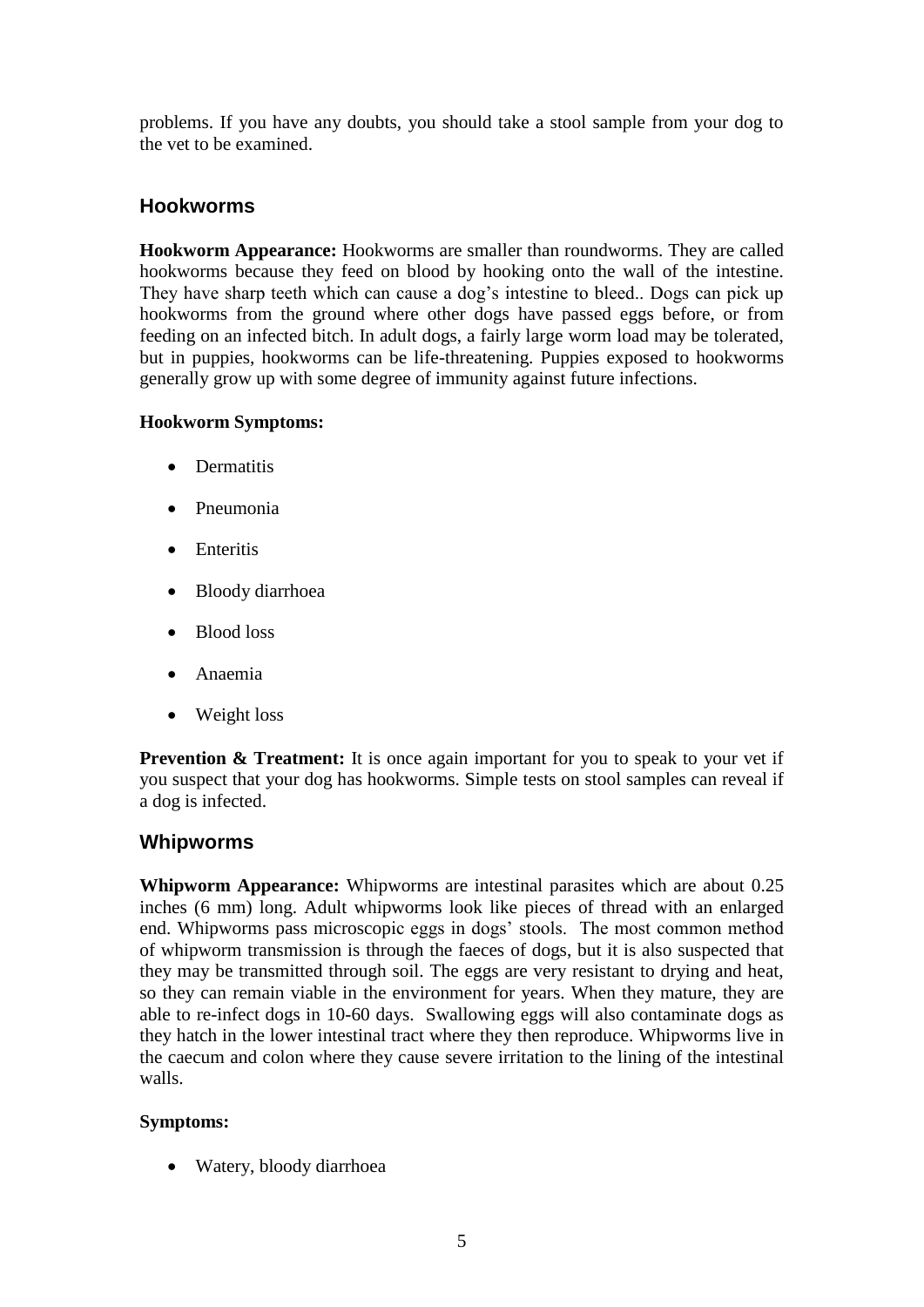problems. If you have any doubts, you should take a stool sample from your dog to the vet to be examined.

## Hookworms

**Hookworm Appearance:** Hookworms are smaller than roundworms. They are called hookworms because they feed on blood by hooking onto the wall of the intestine. They have sharp teeth which can cause a dog's intestine to bleed.. Dogs can pick up hookworms from the ground where other dogs have passed eggs before, or from feeding on an infected bitch. In adult dogs, a fairly large worm load may be tolerated, but in puppies, hookworms can be life-threatening. Puppies exposed to hookworms generally grow up with some degree of immunity against future infections.

**Hookworm Symptoms:**

- Dermatitis
- Pneumonia
- Enteritis
- Bloody diarrhoea
- Blood loss
- Anaemia
- Weight loss

**Prevention & Treatment:** It is once again important for you to speak to your vet if you suspect that your dog has hookworms. Simple tests on stool samples can reveal if a dog is infected.

## Whipworms

**Whipworm Appearance:** Whipworms are intestinal parasites which are about 0.25 inches (6 mm) long. Adult whipworms look like pieces of thread with an enlarged end. Whipworms pass microscopic eggs in dogs' stools. The most common method of whipworm transmission is through the faeces of dogs, but it is also suspected that they may be transmitted through soil. The eggs are very resistant to drying and heat, so they can remain viable in the environment for years. When they mature, they are able to re-infect dogs in 10-60 days. Swallowing eggs will also contaminate dogs as they hatch in the lower intestinal tract where they then reproduce. Whipworms live in the caecum and colon where they cause severe irritation to the lining of the intestinal walls.

**Symptoms:**

- Watery, bloody diarrhoea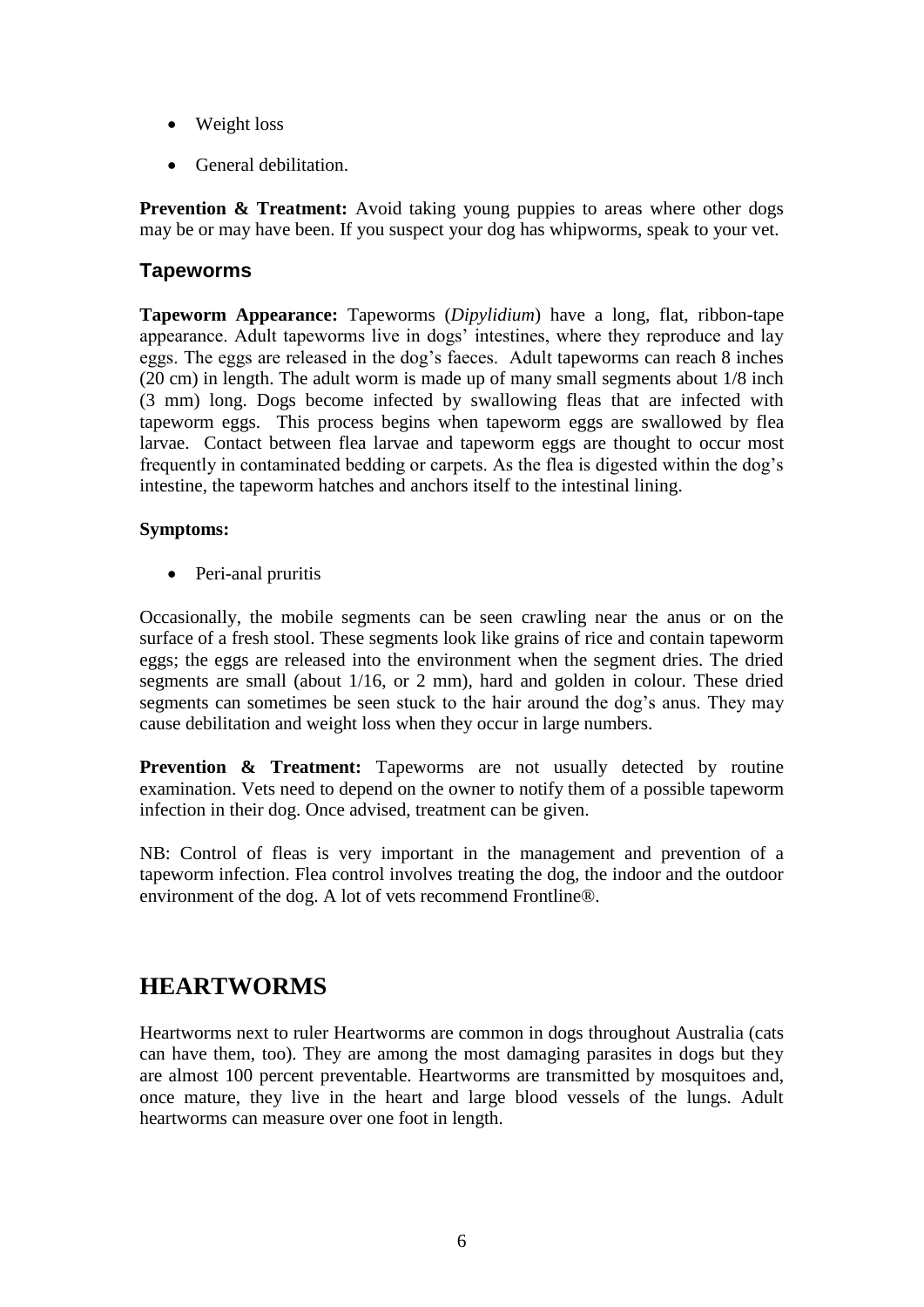- Weight loss
- General debilitation.

**Prevention & Treatment:** Avoid taking young puppies to areas where other dogs may be or may have been. If you suspect your dog has whipworms, speak to your vet.

### Tapeworms

**Tapeworm Appearance:** Tapeworms (*Dipylidium*) have a long, flat, ribbon-tape appearance. Adult tapeworms live in dogs' intestines, where they reproduce and lay eggs. The eggs are released in the dog's faeces. Adult tapeworms can reach 8 inches (20 cm) in length. The adult worm is made up of many small segments about 1/8 inch (3 mm) long. Dogs become infected by swallowing fleas that are infected with tapeworm eggs. This process begins when tapeworm eggs are swallowed by flea larvae. Contact between flea larvae and tapeworm eggs are thought to occur most frequently in contaminated bedding or carpets. As the flea is digested within the dog's intestine, the tapeworm hatches and anchors itself to the intestinal lining.

**Symptoms:**

- Peri-anal pruritis

Occasionally, the mobile segments can be seen crawling near the anus or on the surface of a fresh stool. These segments look like grains of rice and contain tapeworm eggs; the eggs are released into the environment when the segment dries. The dried segments are small (about 1/16, or 2 mm), hard and golden in colour. These dried segments can sometimes be seen stuck to the hair around the dog's anus. They may cause debilitation and weight loss when they occur in large numbers.

**Prevention & Treatment:** Tapeworms are not usually detected by routine examination. Vets need to depend on the owner to notify them of a possible tapeworm infection in their dog. Once advised, treatment can be given.

NB: Control of fleas is very important in the management and prevention of a tapeworm infection. Flea control involves treating the dog, the indoor and the outdoor environment of the dog. A lot of vets recommend Frontline®.

## HEARTWORMS

Heartworms next to ruler Heartworms are common in dogs throughout Australia (cats can have them, too). They are among the most damaging parasites in dogs but they are almost 100 percent preventable. Heartworms are transmitted by mosquitoes and, once mature, they live in the heart and large blood vessels of the lungs. Adult heartworms can measure over one foot in length.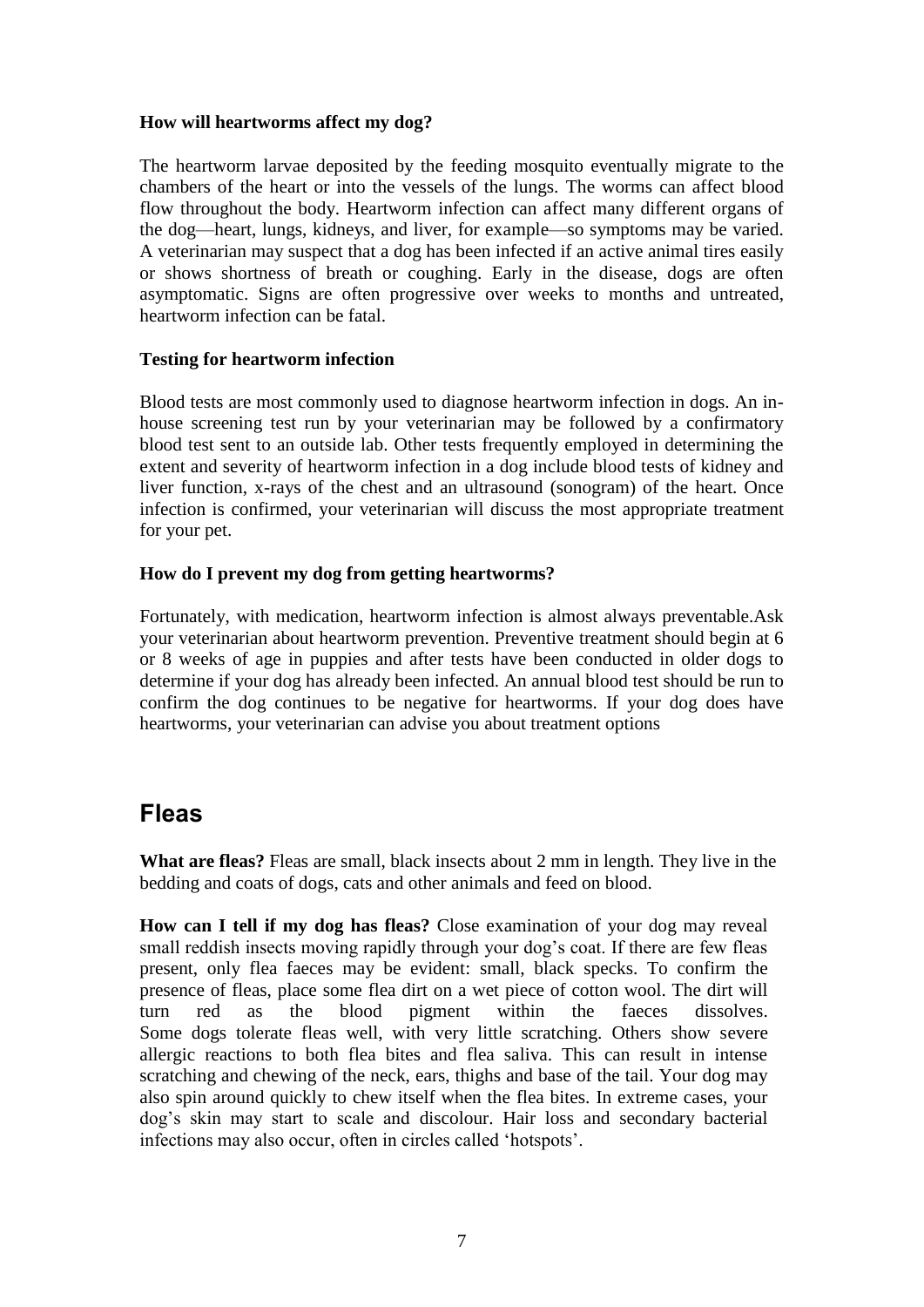**How will heartworms affect my dog?**

The heartworm larvae deposited by the feeding mosquito eventually migrate to the chambers of the heart or into the vessels of the lungs. The worms can affect blood flow throughout the body. Heartworm infection can affect many different organs of the dog—heart, lungs, kidneys, and liver, for example—so symptoms may be varied. A veterinarian may suspect that a dog has been infected if an active animal tires easily or shows shortness of breath or coughing. Early in the disease, dogs are often asymptomatic. Signs are often progressive over weeks to months and untreated, heartworm infection can be fatal.

**Testing for heartworm infection**

Blood tests are most commonly used to diagnose heartworm infection in dogs. An in-house screening test run by your veterinarian may be followed by a confirmatory blood test sent to an outside lab. Other tests frequently employed in determining the extent and severity of heartworm infection in a dog include blood tests of kidney and liver function, x-rays of the chest and an ultrasound (sonogram) of the heart. Once infection is confirmed, your veterinarian will discuss the most appropriate treatment for your pet.

**How do I prevent my dog from getting heartworms?**

Fortunately, with medication, heartworm infection is almost always preventable.Ask your veterinarian about heartworm prevention. Preventive treatment should begin at 6 or 8 weeks of age in puppies and after tests have been conducted in older dogs to determine if your dog has already been infected. An annual blood test should be run to confirm the dog continues to be negative for heartworms. If your dog does have heartworms, your veterinarian can advise you about treatment options

## Fleas

**What are fleas?** Fleas are small, black insects about 2 mm in length. They live in the bedding and coats of dogs, cats and other animals and feed on blood.

**How can I tell if my dog has fleas?** Close examination of your dog may reveal small reddish insects moving rapidly through your dog's coat. If there are few fleas present, only flea faeces may be evident: small, black specks. To confirm the presence of fleas, place some flea dirt on a wet piece of cotton wool. The dirt will turn red as the blood pigment within the faeces dissolves. Some dogs tolerate fleas well, with very little scratching. Others show severe allergic reactions to both flea bites and flea saliva. This can result in intense scratching and chewing of the neck, ears, thighs and base of the tail. Your dog may also spin around quickly to chew itself when the flea bites. In extreme cases, your dog's skin may start to scale and discolour. Hair loss and secondary bacterial infections may also occur, often in circles called 'hotspots'.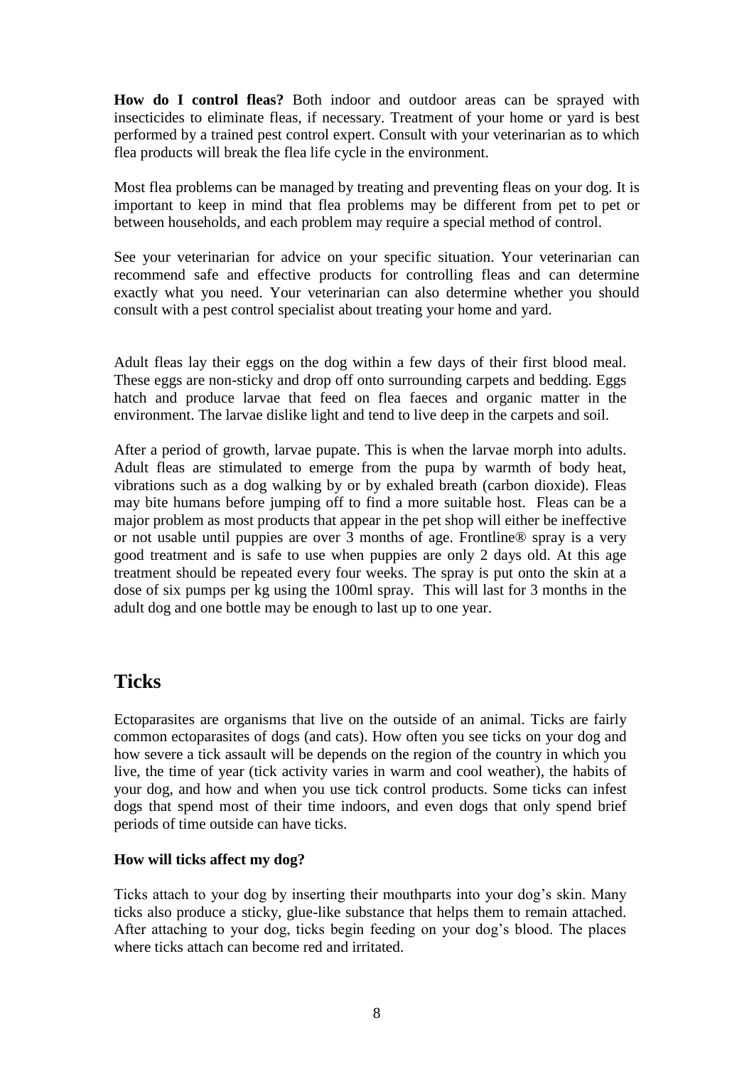**How do I control fleas?** Both indoor and outdoor areas can be sprayed with insecticides to eliminate fleas, if necessary. Treatment of your home or yard is best performed by a trained pest control expert. Consult with your veterinarian as to which flea products will break the flea life cycle in the environment.

Most flea problems can be managed by treating and preventing fleas on your dog. It is important to keep in mind that flea problems may be different from pet to pet or between households, and each problem may require a special method of control.

See your veterinarian for advice on your specific situation. Your veterinarian can recommend safe and effective products for controlling fleas and can determine exactly what you need. Your veterinarian can also determine whether you should consult with a pest control specialist about treating your home and yard.

Adult fleas lay their eggs on the dog within a few days of their first blood meal. These eggs are non-sticky and drop off onto surrounding carpets and bedding. Eggs hatch and produce larvae that feed on flea faeces and organic matter in the environment. The larvae dislike light and tend to live deep in the carpets and soil.

After a period of growth, larvae pupate. This is when the larvae morph into adults. Adult fleas are stimulated to emerge from the pupa by warmth of body heat, vibrations such as a dog walking by or by exhaled breath (carbon dioxide). Fleas may bite humans before jumping off to find a more suitable host. Fleas can be a major problem as most products that appear in the pet shop will either be ineffective or not usable until puppies are over 3 months of age. Frontline® spray is a very good treatment and is safe to use when puppies are only 2 days old. At this age treatment should be repeated every four weeks. The spray is put onto the skin at a dose of six pumps per kg using the 100ml spray. This will last for 3 months in the adult dog and one bottle may be enough to last up to one year.

## Ticks

Ectoparasites are organisms that live on the outside of an animal. Ticks are fairly common ectoparasites of dogs (and cats). How often you see ticks on your dog and how severe a tick assault will be depends on the region of the country in which you live, the time of year (tick activity varies in warm and cool weather), the habits of your dog, and how and when you use tick control products. Some ticks can infest dogs that spend most of their time indoors, and even dogs that only spend brief periods of time outside can have ticks.

**How will ticks affect my dog?**

Ticks attach to your dog by inserting their mouthparts into your dog's skin. Many ticks also produce a sticky, glue-like substance that helps them to remain attached. After attaching to your dog, ticks begin feeding on your dog's blood. The places where ticks attach can become red and irritated.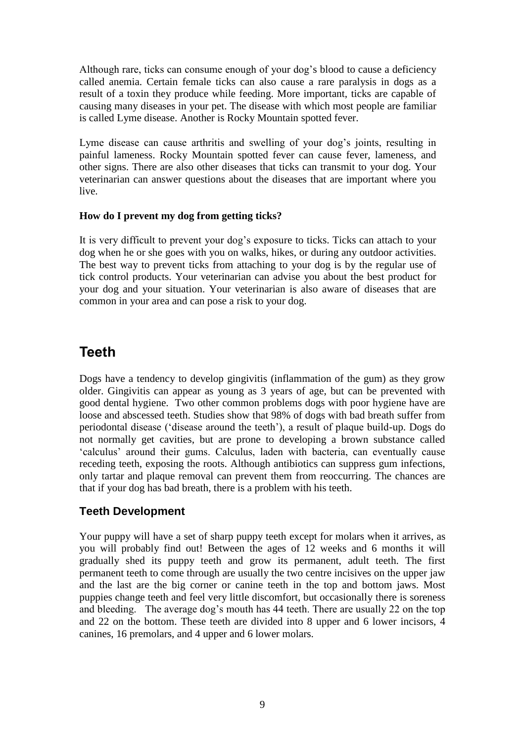Although rare, ticks can consume enough of your dog's blood to cause a deficiency called anemia. Certain female ticks can also cause a rare paralysis in dogs as a result of a toxin they produce while feeding. More important, ticks are capable of causing many diseases in your pet. The disease with which most people are familiar is called Lyme disease. Another is Rocky Mountain spotted fever.

Lyme disease can cause arthritis and swelling of your dog's joints, resulting in painful lameness. Rocky Mountain spotted fever can cause fever, lameness, and other signs. There are also other diseases that ticks can transmit to your dog. Your veterinarian can answer questions about the diseases that are important where you live.

**How do I prevent my dog from getting ticks?**

It is very difficult to prevent your dog's exposure to ticks. Ticks can attach to your dog when he or she goes with you on walks, hikes, or during any outdoor activities. The best way to prevent ticks from attaching to your dog is by the regular use of tick control products. Your veterinarian can advise you about the best product for your dog and your situation. Your veterinarian is also aware of diseases that are common in your area and can pose a risk to your dog.

# Teeth

Dogs have a tendency to develop gingivitis (inflammation of the gum) as they grow older. Gingivitis can appear as young as 3 years of age, but can be prevented with good dental hygiene. Two other common problems dogs with poor hygiene have are loose and abscessed teeth. Studies show that 98% of dogs with bad breath suffer from periodontal disease ('disease around the teeth'), a result of plaque build-up. Dogs do not normally get cavities, but are prone to developing a brown substance called 'calculus' around their gums. Calculus, laden with bacteria, can eventually cause receding teeth, exposing the roots. Although antibiotics can suppress gum infections, only tartar and plaque removal can prevent them from reoccurring. The chances are that if your dog has bad breath, there is a problem with his teeth.

## Teeth Development

Your puppy will have a set of sharp puppy teeth except for molars when it arrives, as you will probably find out! Between the ages of 12 weeks and 6 months it will gradually shed its puppy teeth and grow its permanent, adult teeth. The first permanent teeth to come through are usually the two centre incisives on the upper jaw and the last are the big corner or canine teeth in the top and bottom jaws. Most puppies change teeth and feel very little discomfort, but occasionally there is soreness and bleeding. The average dog's mouth has 44 teeth. There are usually 22 on the top and 22 on the bottom. These teeth are divided into 8 upper and 6 lower incisors, 4 canines, 16 premolars, and 4 upper and 6 lower molars.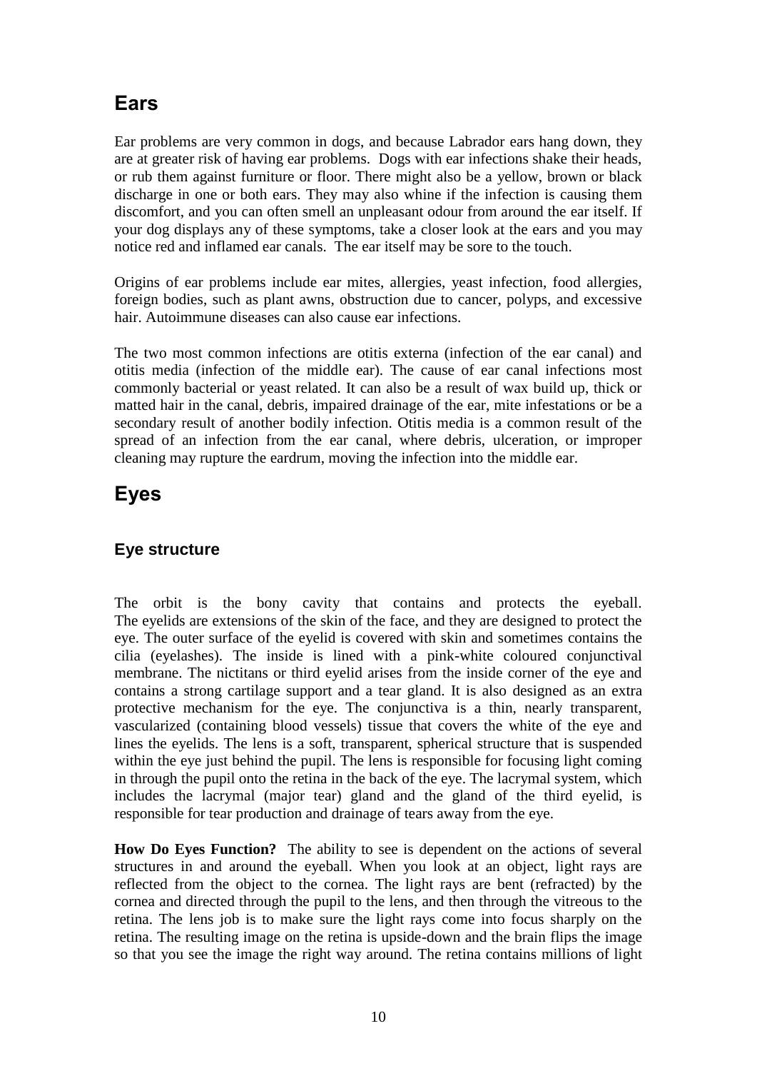## Ears

Ear problems are very common in dogs, and because Labrador ears hang down, they are at greater risk of having ear problems. Dogs with ear infections shake their heads, or rub them against furniture or floor. There might also be a yellow, brown or black discharge in one or both ears. They may also whine if the infection is causing them discomfort, and you can often smell an unpleasant odour from around the ear itself. If your dog displays any of these symptoms, take a closer look at the ears and you may notice red and inflamed ear canals. The ear itself may be sore to the touch.

Origins of ear problems include ear mites, allergies, yeast infection, food allergies, foreign bodies, such as plant awns, obstruction due to cancer, polyps, and excessive hair. Autoimmune diseases can also cause ear infections.

The two most common infections are otitis externa (infection of the ear canal) and otitis media (infection of the middle ear). The cause of ear canal infections most commonly bacterial or yeast related. It can also be a result of wax build up, thick or matted hair in the canal, debris, impaired drainage of the ear, mite infestations or be a secondary result of another bodily infection. Otitis media is a common result of the spread of an infection from the ear canal, where debris, ulceration, or improper cleaning may rupture the eardrum, moving the infection into the middle ear.

## Eyes

### Eye structure

The orbit is the bony cavity that contains and protects the eyeball. The eyelids are extensions of the skin of the face, and they are designed to protect the eye. The outer surface of the eyelid is covered with skin and sometimes contains the cilia (eyelashes). The inside is lined with a pink-white coloured conjunctival membrane. The nictitans or third eyelid arises from the inside corner of the eye and contains a strong cartilage support and a tear gland. It is also designed as an extra protective mechanism for the eye. The conjunctiva is a thin, nearly transparent, vascularized (containing blood vessels) tissue that covers the white of the eye and lines the eyelids. The lens is a soft, transparent, spherical structure that is suspended within the eye just behind the pupil. The lens is responsible for focusing light coming in through the pupil onto the retina in the back of the eye. The lacrymal system, which includes the lacrymal (major tear) gland and the gland of the third eyelid, is responsible for tear production and drainage of tears away from the eye.

**How Do Eyes Function?** The ability to see is dependent on the actions of several structures in and around the eyeball. When you look at an object, light rays are reflected from the object to the cornea. The light rays are bent (refracted) by the cornea and directed through the pupil to the lens, and then through the vitreous to the retina. The lens job is to make sure the light rays come into focus sharply on the retina. The resulting image on the retina is upside-down and the brain flips the image so that you see the image the right way around. The retina contains millions of light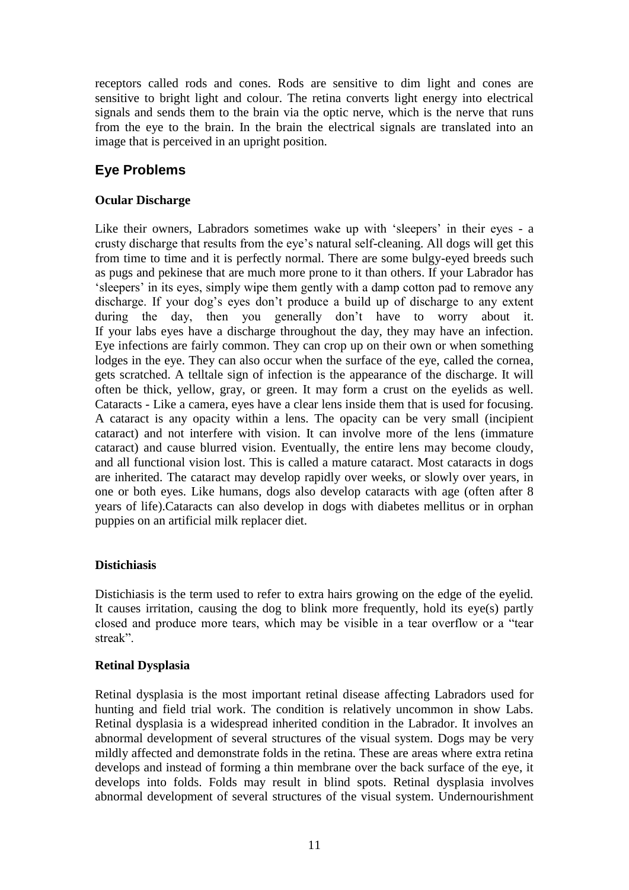receptors called rods and cones. Rods are sensitive to dim light and cones are sensitive to bright light and colour. The retina converts light energy into electrical signals and sends them to the brain via the optic nerve, which is the nerve that runs from the eye to the brain. In the brain the electrical signals are translated into an image that is perceived in an upright position.

## Eye Problems

### Ocular Discharge

Like their owners, Labradors sometimes wake up with 'sleepers' in their eyes - a crusty discharge that results from the eye's natural self-cleaning. All dogs will get this from time to time and it is perfectly normal. There are some bulgy-eyed breeds such as pugs and pekinese that are much more prone to it than others. If your Labrador has 'sleepers' in its eyes, simply wipe them gently with a damp cotton pad to remove any discharge. If your dog's eyes don't produce a build up of discharge to any extent during the day, then you generally don't have to worry about it.
If your labs eyes have a discharge throughout the day, they may have an infection. Eye infections are fairly common. They can crop up on their own or when something lodges in the eye. They can also occur when the surface of the eye, called the cornea, gets scratched. A telltale sign of infection is the appearance of the discharge. It will often be thick, yellow, gray, or green. It may form a crust on the eyelids as well.
Cataracts - Like a camera, eyes have a clear lens inside them that is used for focusing. A cataract is any opacity within a lens. The opacity can be very small (incipient cataract) and not interfere with vision. It can involve more of the lens (immature cataract) and cause blurred vision. Eventually, the entire lens may become cloudy, and all functional vision lost. This is called a mature cataract. Most cataracts in dogs are inherited. The cataract may develop rapidly over weeks, or slowly over years, in one or both eyes. Like humans, dogs also develop cataracts with age (often after 8 years of life).Cataracts can also develop in dogs with diabetes mellitus or in orphan puppies on an artificial milk replacer diet.

### Distichiasis

Distichiasis is the term used to refer to extra hairs growing on the edge of the eyelid. It causes irritation, causing the dog to blink more frequently, hold its eye(s) partly closed and produce more tears, which may be visible in a tear overflow or a "tear streak".

### Retinal Dysplasia

Retinal dysplasia is the most important retinal disease affecting Labradors used for hunting and field trial work. The condition is relatively uncommon in show Labs. Retinal dysplasia is a widespread inherited condition in the Labrador. It involves an abnormal development of several structures of the visual system. Dogs may be very mildly affected and demonstrate folds in the retina. These are areas where extra retina develops and instead of forming a thin membrane over the back surface of the eye, it develops into folds. Folds may result in blind spots. Retinal dysplasia involves abnormal development of several structures of the visual system. Undernourishment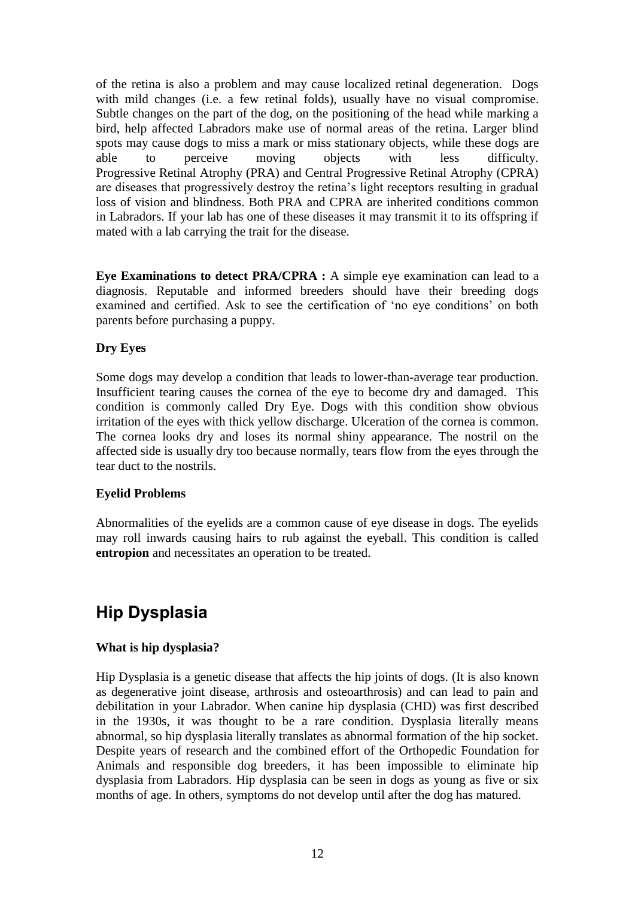of the retina is also a problem and may cause localized retinal degeneration. Dogs with mild changes (i.e. a few retinal folds), usually have no visual compromise. Subtle changes on the part of the dog, on the positioning of the head while marking a bird, help affected Labradors make use of normal areas of the retina. Larger blind spots may cause dogs to miss a mark or miss stationary objects, while these dogs are able to perceive moving objects with less difficulty. Progressive Retinal Atrophy (PRA) and Central Progressive Retinal Atrophy (CPRA) are diseases that progressively destroy the retina's light receptors resulting in gradual loss of vision and blindness. Both PRA and CPRA are inherited conditions common in Labradors. If your lab has one of these diseases it may transmit it to its offspring if mated with a lab carrying the trait for the disease.

**Eye Examinations to detect PRA/CPRA :** A simple eye examination can lead to a diagnosis. Reputable and informed breeders should have their breeding dogs examined and certified. Ask to see the certification of 'no eye conditions' on both parents before purchasing a puppy.

**Dry Eyes**

Some dogs may develop a condition that leads to lower-than-average tear production. Insufficient tearing causes the cornea of the eye to become dry and damaged. This condition is commonly called Dry Eye. Dogs with this condition show obvious irritation of the eyes with thick yellow discharge. Ulceration of the cornea is common. The cornea looks dry and loses its normal shiny appearance. The nostril on the affected side is usually dry too because normally, tears flow from the eyes through the tear duct to the nostrils.

**Eyelid Problems**

Abnormalities of the eyelids are a common cause of eye disease in dogs. The eyelids may roll inwards causing hairs to rub against the eyeball. This condition is called **entropion** and necessitates an operation to be treated.

## Hip Dysplasia

**What is hip dysplasia?**

Hip Dysplasia is a genetic disease that affects the hip joints of dogs. (It is also known as degenerative joint disease, arthrosis and osteoarthrosis) and can lead to pain and debilitation in your Labrador. When canine hip dysplasia (CHD) was first described in the 1930s, it was thought to be a rare condition. Dysplasia literally means abnormal, so hip dysplasia literally translates as abnormal formation of the hip socket. Despite years of research and the combined effort of the Orthopedic Foundation for Animals and responsible dog breeders, it has been impossible to eliminate hip dysplasia from Labradors. Hip dysplasia can be seen in dogs as young as five or six months of age. In others, symptoms do not develop until after the dog has matured.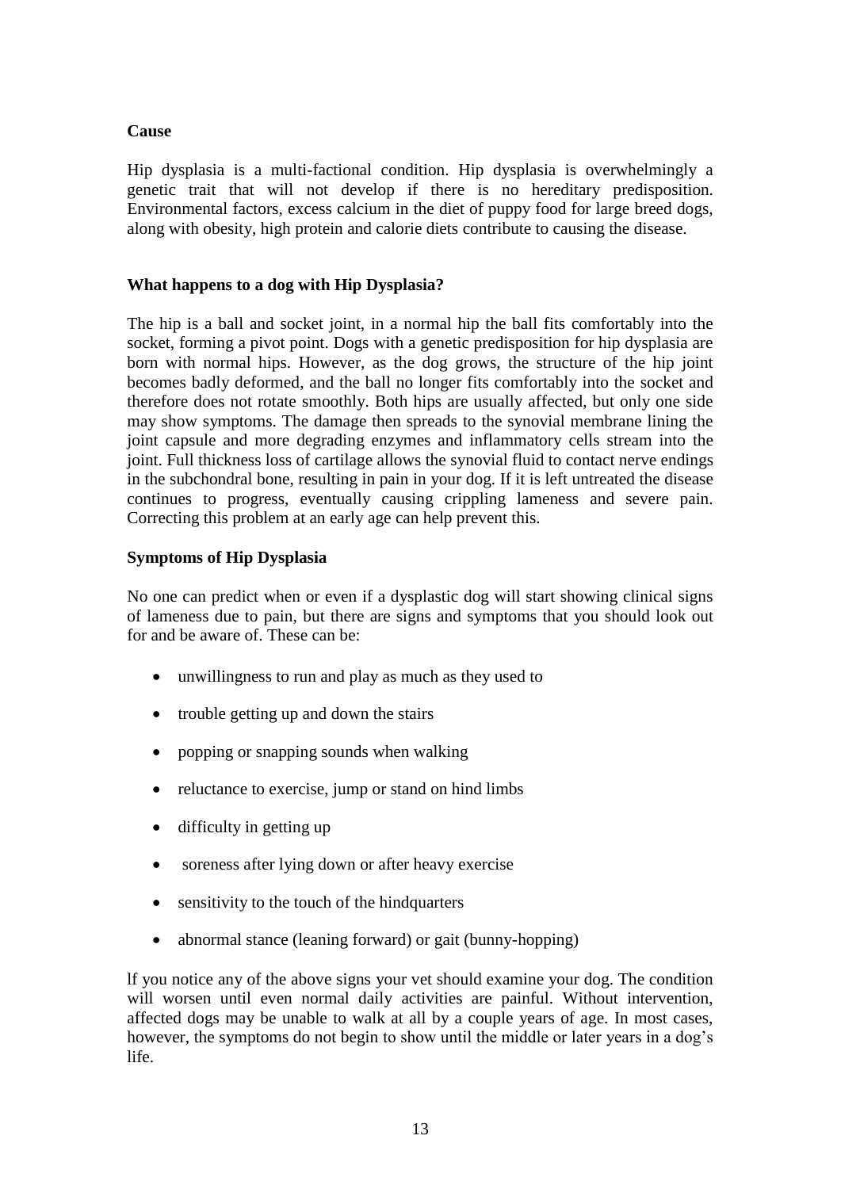**Cause**

Hip dysplasia is a multi-factional condition. Hip dysplasia is overwhelmingly a genetic trait that will not develop if there is no hereditary predisposition. Environmental factors, excess calcium in the diet of puppy food for large breed dogs, along with obesity, high protein and calorie diets contribute to causing the disease.

**What happens to a dog with Hip Dysplasia?**

The hip is a ball and socket joint, in a normal hip the ball fits comfortably into the socket, forming a pivot point. Dogs with a genetic predisposition for hip dysplasia are born with normal hips. However, as the dog grows, the structure of the hip joint becomes badly deformed, and the ball no longer fits comfortably into the socket and therefore does not rotate smoothly. Both hips are usually affected, but only one side may show symptoms. The damage then spreads to the synovial membrane lining the joint capsule and more degrading enzymes and inflammatory cells stream into the joint. Full thickness loss of cartilage allows the synovial fluid to contact nerve endings in the subchondral bone, resulting in pain in your dog. If it is left untreated the disease continues to progress, eventually causing crippling lameness and severe pain. Correcting this problem at an early age can help prevent this.

**Symptoms of Hip Dysplasia**

No one can predict when or even if a dysplastic dog will start showing clinical signs of lameness due to pain, but there are signs and symptoms that you should look out for and be aware of. These can be:

- unwillingness to run and play as much as they used to
- trouble getting up and down the stairs
- popping or snapping sounds when walking
- reluctance to exercise, jump or stand on hind limbs
- difficulty in getting up
- soreness after lying down or after heavy exercise
- sensitivity to the touch of the hindquarters
- abnormal stance (leaning forward) or gait (bunny-hopping)

lf you notice any of the above signs your vet should examine your dog. The condition will worsen until even normal daily activities are painful. Without intervention, affected dogs may be unable to walk at all by a couple years of age. In most cases, however, the symptoms do not begin to show until the middle or later years in a dog's life.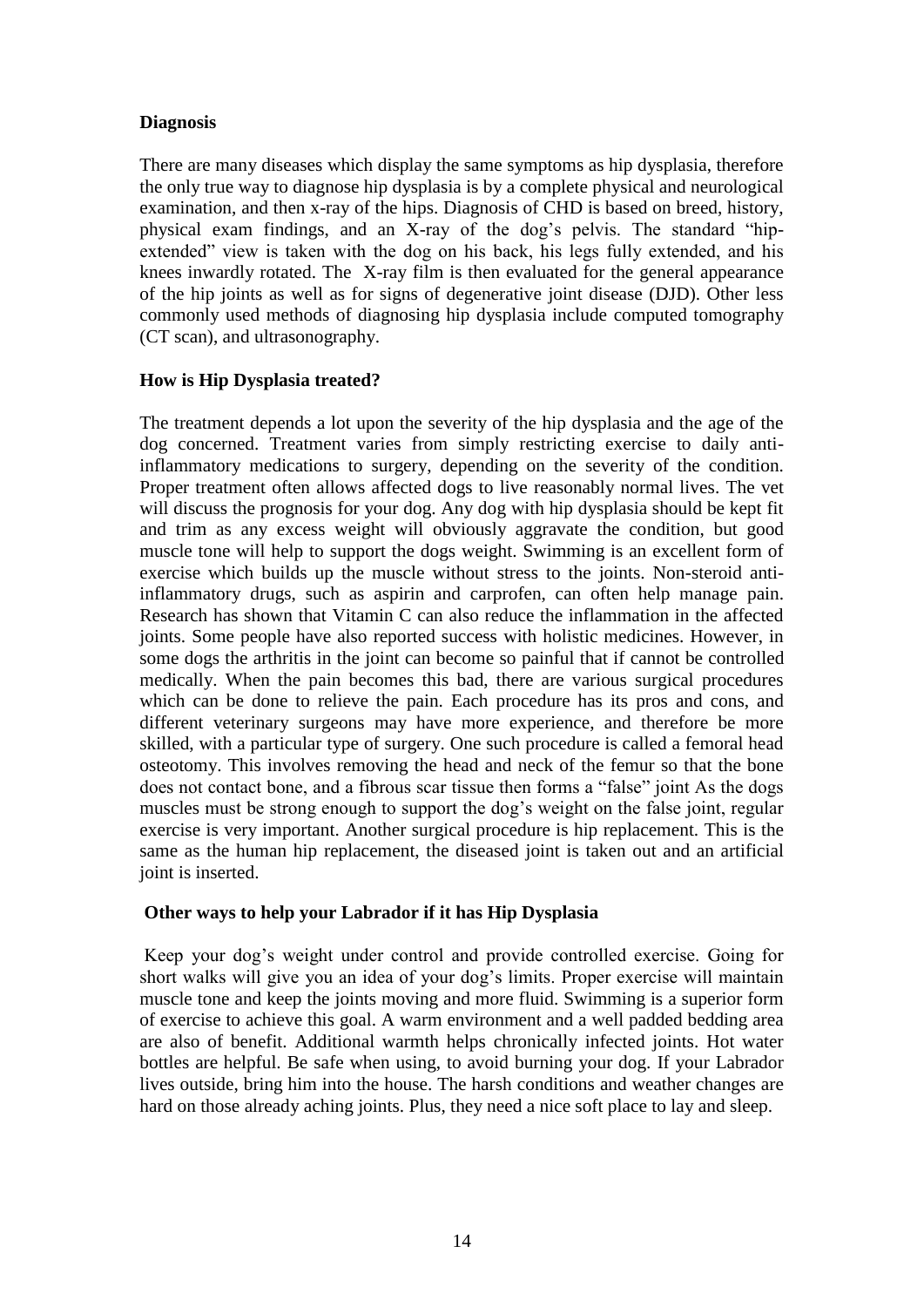**Diagnosis**

There are many diseases which display the same symptoms as hip dysplasia, therefore the only true way to diagnose hip dysplasia is by a complete physical and neurological examination, and then x-ray of the hips. Diagnosis of CHD is based on breed, history, physical exam findings, and an X-ray of the dog's pelvis. The standard "hip-extended" view is taken with the dog on his back, his legs fully extended, and his knees inwardly rotated. The X-ray film is then evaluated for the general appearance of the hip joints as well as for signs of degenerative joint disease (DJD). Other less commonly used methods of diagnosing hip dysplasia include computed tomography (CT scan), and ultrasonography.

**How is Hip Dysplasia treated?**

The treatment depends a lot upon the severity of the hip dysplasia and the age of the dog concerned. Treatment varies from simply restricting exercise to daily anti-inflammatory medications to surgery, depending on the severity of the condition. Proper treatment often allows affected dogs to live reasonably normal lives. The vet will discuss the prognosis for your dog. Any dog with hip dysplasia should be kept fit and trim as any excess weight will obviously aggravate the condition, but good muscle tone will help to support the dogs weight. Swimming is an excellent form of exercise which builds up the muscle without stress to the joints. Non-steroid anti-inflammatory drugs, such as aspirin and carprofen, can often help manage pain. Research has shown that Vitamin C can also reduce the inflammation in the affected joints. Some people have also reported success with holistic medicines. However, in some dogs the arthritis in the joint can become so painful that if cannot be controlled medically. When the pain becomes this bad, there are various surgical procedures which can be done to relieve the pain. Each procedure has its pros and cons, and different veterinary surgeons may have more experience, and therefore be more skilled, with a particular type of surgery. One such procedure is called a femoral head osteotomy. This involves removing the head and neck of the femur so that the bone does not contact bone, and a fibrous scar tissue then forms a "false" joint As the dogs muscles must be strong enough to support the dog's weight on the false joint, regular exercise is very important. Another surgical procedure is hip replacement. This is the same as the human hip replacement, the diseased joint is taken out and an artificial joint is inserted.

**Other ways to help your Labrador if it has Hip Dysplasia**

Keep your dog's weight under control and provide controlled exercise. Going for short walks will give you an idea of your dog's limits. Proper exercise will maintain muscle tone and keep the joints moving and more fluid. Swimming is a superior form of exercise to achieve this goal. A warm environment and a well padded bedding area are also of benefit. Additional warmth helps chronically infected joints. Hot water bottles are helpful. Be safe when using, to avoid burning your dog. If your Labrador lives outside, bring him into the house. The harsh conditions and weather changes are hard on those already aching joints. Plus, they need a nice soft place to lay and sleep.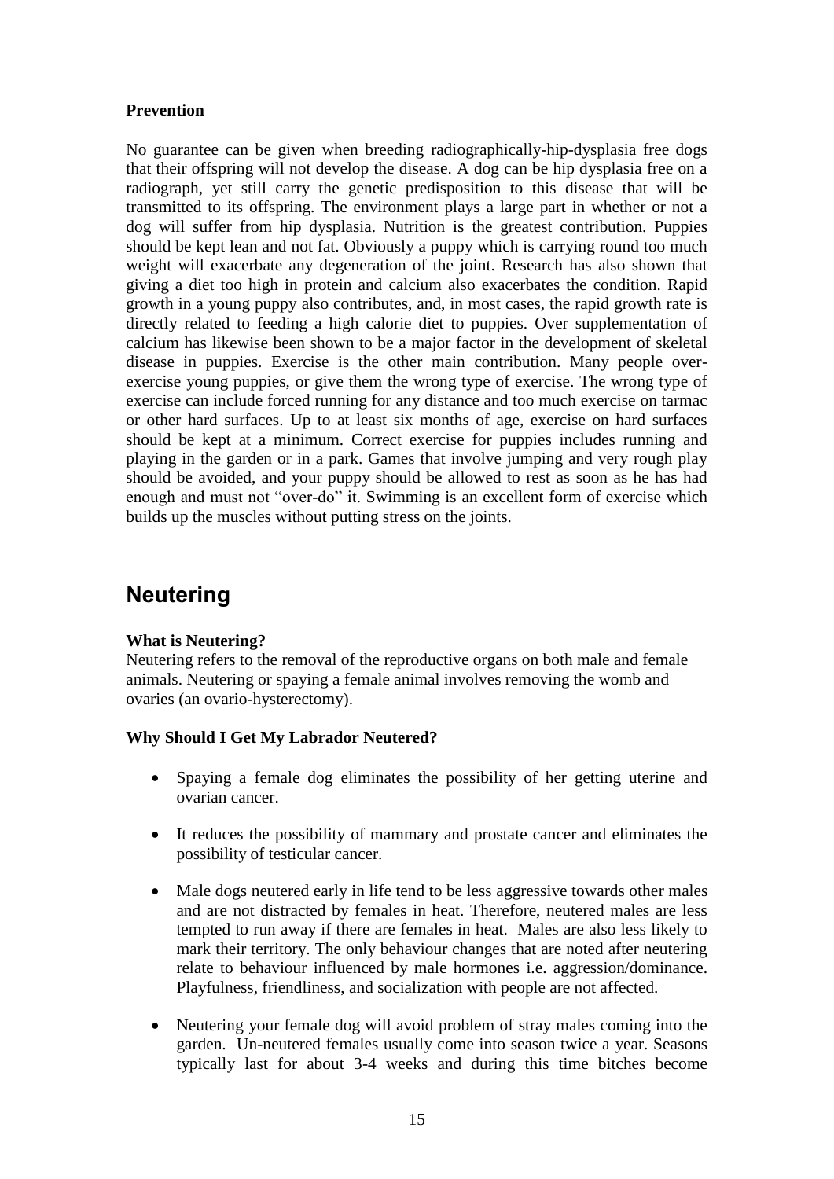**Prevention**

No guarantee can be given when breeding radiographically-hip-dysplasia free dogs that their offspring will not develop the disease. A dog can be hip dysplasia free on a radiograph, yet still carry the genetic predisposition to this disease that will be transmitted to its offspring. The environment plays a large part in whether or not a dog will suffer from hip dysplasia. Nutrition is the greatest contribution. Puppies should be kept lean and not fat. Obviously a puppy which is carrying round too much weight will exacerbate any degeneration of the joint. Research has also shown that giving a diet too high in protein and calcium also exacerbates the condition. Rapid growth in a young puppy also contributes, and, in most cases, the rapid growth rate is directly related to feeding a high calorie diet to puppies. Over supplementation of calcium has likewise been shown to be a major factor in the development of skeletal disease in puppies. Exercise is the other main contribution. Many people over-exercise young puppies, or give them the wrong type of exercise. The wrong type of exercise can include forced running for any distance and too much exercise on tarmac or other hard surfaces. Up to at least six months of age, exercise on hard surfaces should be kept at a minimum. Correct exercise for puppies includes running and playing in the garden or in a park. Games that involve jumping and very rough play should be avoided, and your puppy should be allowed to rest as soon as he has had enough and must not "over-do" it. Swimming is an excellent form of exercise which builds up the muscles without putting stress on the joints.

## Neutering

**What is Neutering?**
Neutering refers to the removal of the reproductive organs on both male and female animals. Neutering or spaying a female animal involves removing the womb and ovaries (an ovario-hysterectomy).

**Why Should I Get My Labrador Neutered?**

- Spaying a female dog eliminates the possibility of her getting uterine and ovarian cancer.
- It reduces the possibility of mammary and prostate cancer and eliminates the possibility of testicular cancer.
- Male dogs neutered early in life tend to be less aggressive towards other males and are not distracted by females in heat. Therefore, neutered males are less tempted to run away if there are females in heat. Males are also less likely to mark their territory. The only behaviour changes that are noted after neutering relate to behaviour influenced by male hormones i.e. aggression/dominance. Playfulness, friendliness, and socialization with people are not affected.
- Neutering your female dog will avoid problem of stray males coming into the garden. Un-neutered females usually come into season twice a year. Seasons typically last for about 3-4 weeks and during this time bitches become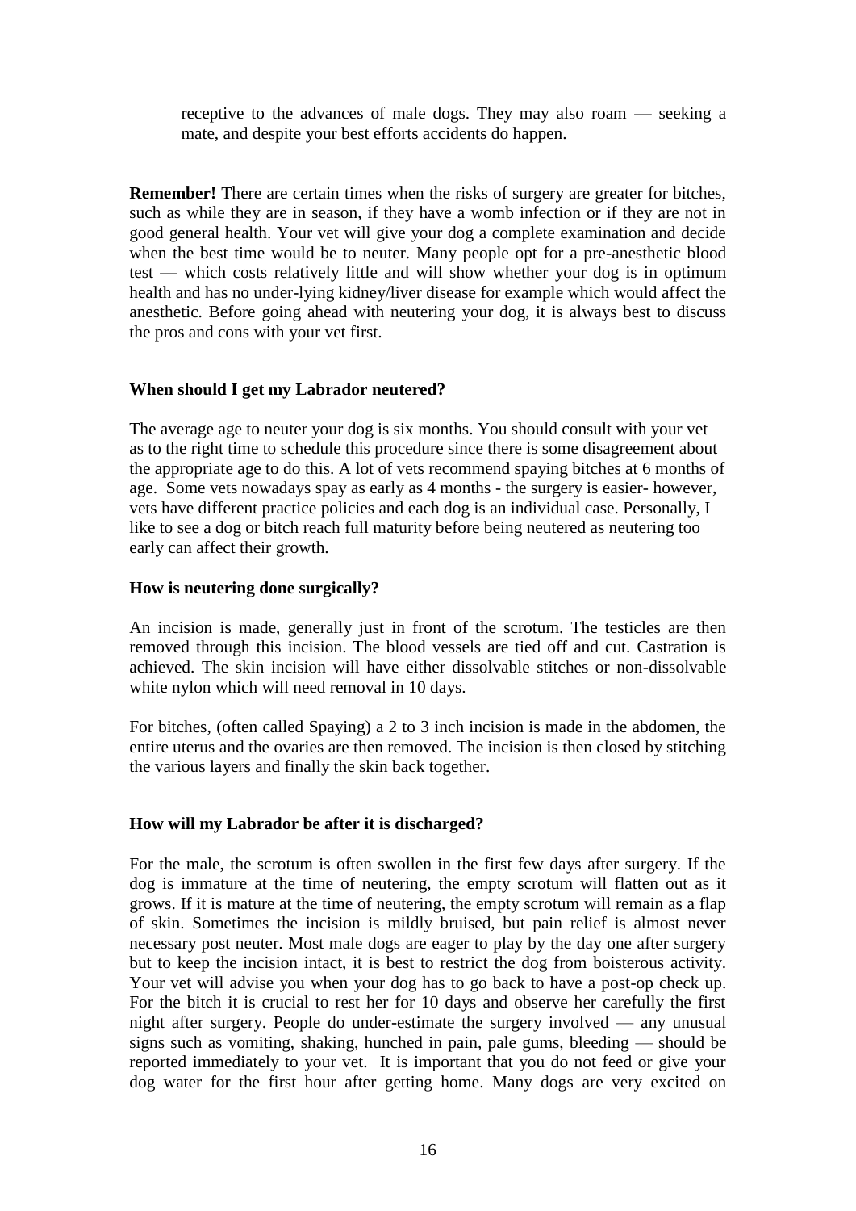receptive to the advances of male dogs. They may also roam — seeking a mate, and despite your best efforts accidents do happen.

**Remember!** There are certain times when the risks of surgery are greater for bitches, such as while they are in season, if they have a womb infection or if they are not in good general health. Your vet will give your dog a complete examination and decide when the best time would be to neuter. Many people opt for a pre-anesthetic blood test — which costs relatively little and will show whether your dog is in optimum health and has no under-lying kidney/liver disease for example which would affect the anesthetic. Before going ahead with neutering your dog, it is always best to discuss the pros and cons with your vet first.

**When should I get my Labrador neutered?**

The average age to neuter your dog is six months. You should consult with your vet as to the right time to schedule this procedure since there is some disagreement about the appropriate age to do this. A lot of vets recommend spaying bitches at 6 months of age. Some vets nowadays spay as early as 4 months - the surgery is easier- however, vets have different practice policies and each dog is an individual case. Personally, I like to see a dog or bitch reach full maturity before being neutered as neutering too early can affect their growth.

**How is neutering done surgically?**

An incision is made, generally just in front of the scrotum. The testicles are then removed through this incision. The blood vessels are tied off and cut. Castration is achieved. The skin incision will have either dissolvable stitches or non-dissolvable white nylon which will need removal in 10 days.

For bitches, (often called Spaying) a 2 to 3 inch incision is made in the abdomen, the entire uterus and the ovaries are then removed. The incision is then closed by stitching the various layers and finally the skin back together.

**How will my Labrador be after it is discharged?**

For the male, the scrotum is often swollen in the first few days after surgery. If the dog is immature at the time of neutering, the empty scrotum will flatten out as it grows. If it is mature at the time of neutering, the empty scrotum will remain as a flap of skin. Sometimes the incision is mildly bruised, but pain relief is almost never necessary post neuter. Most male dogs are eager to play by the day one after surgery but to keep the incision intact, it is best to restrict the dog from boisterous activity. Your vet will advise you when your dog has to go back to have a post-op check up. For the bitch it is crucial to rest her for 10 days and observe her carefully the first night after surgery. People do under-estimate the surgery involved — any unusual signs such as vomiting, shaking, hunched in pain, pale gums, bleeding — should be reported immediately to your vet. It is important that you do not feed or give your dog water for the first hour after getting home. Many dogs are very excited on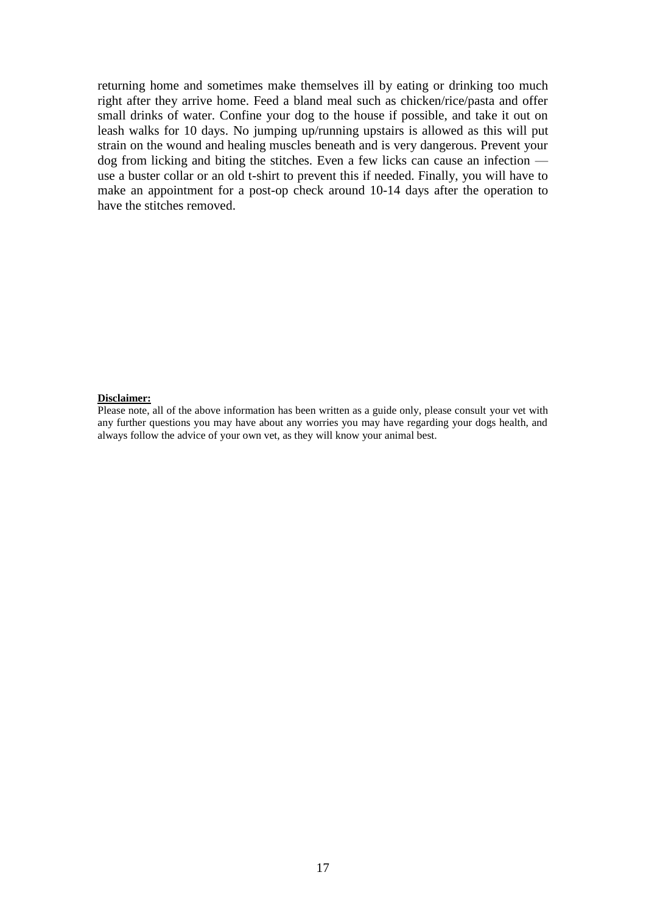returning home and sometimes make themselves ill by eating or drinking too much right after they arrive home. Feed a bland meal such as chicken/rice/pasta and offer small drinks of water. Confine your dog to the house if possible, and take it out on leash walks for 10 days. No jumping up/running upstairs is allowed as this will put strain on the wound and healing muscles beneath and is very dangerous. Prevent your dog from licking and biting the stitches. Even a few licks can cause an infection — use a buster collar or an old t-shirt to prevent this if needed. Finally, you will have to make an appointment for a post-op check around 10-14 days after the operation to have the stitches removed.

**Disclaimer:**

Please note, all of the above information has been written as a guide only, please consult your vet with any further questions you may have about any worries you may have regarding your dogs health, and always follow the advice of your own vet, as they will know your animal best.